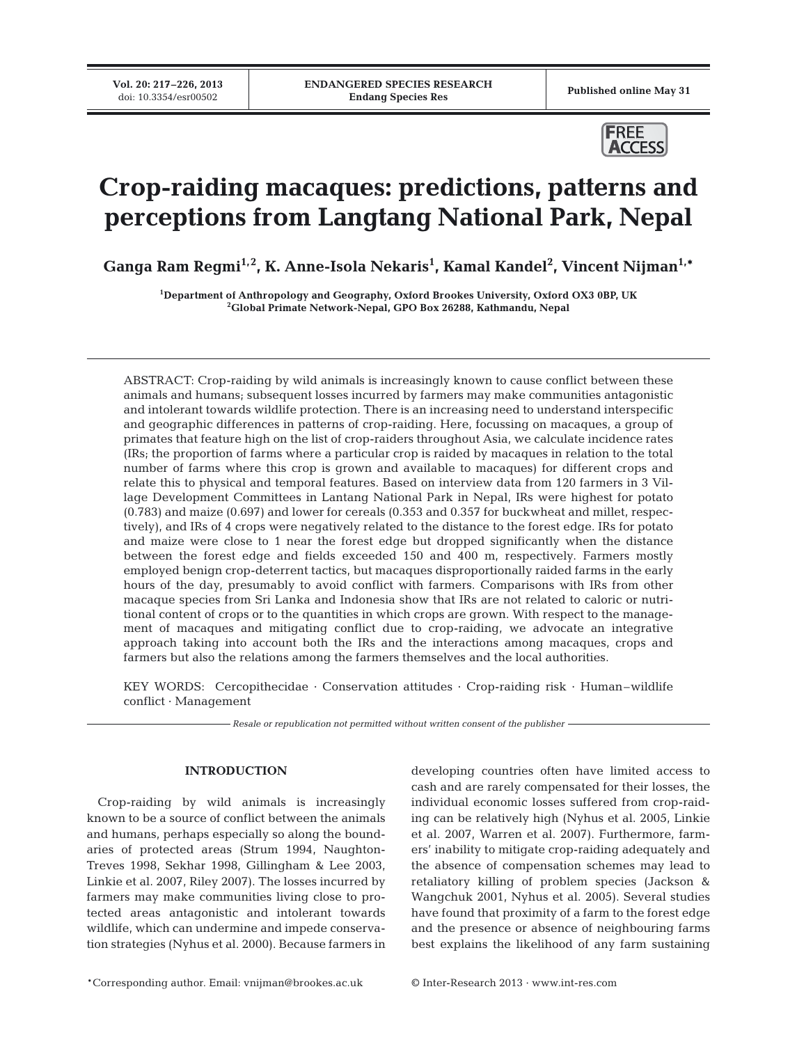# Crop-raiding macaques: predictions, patterns and perceptions from Langtang National Park, Nepal

**Ganga Ram Regmi[1,2], K. Anne-Isola Nekaris[1], Kamal Kandel[2], Vincent Nijman[1,*]**

[1]Department of Anthropology and Geography, Oxford Brookes University, Oxford OX3 0BP, UK
[2]Global Primate Network-Nepal, GPO Box 26288, Kathmandu, Nepal

ABSTRACT: Crop-raiding by wild animals is increasingly known to cause conflict between these animals and humans; subsequent losses incurred by farmers may make communities antagonistic and intolerant towards wildlife protection. There is an increasing need to understand interspecific and geographic differences in patterns of crop-raiding. Here, focussing on macaques, a group of primates that feature high on the list of crop-raiders throughout Asia, we calculate incidence rates (IRs; the proportion of farms where a particular crop is raided by macaques in relation to the total number of farms where this crop is grown and available to macaques) for different crops and relate this to physical and temporal features. Based on interview data from 120 farmers in 3 Village Development Committees in Lantang National Park in Nepal, IRs were highest for potato (0.783) and maize (0.697) and lower for cereals (0.353 and 0.357 for buckwheat and millet, respectively), and IRs of 4 crops were negatively related to the distance to the forest edge. IRs for potato and maize were close to 1 near the forest edge but dropped significantly when the distance between the forest edge and fields exceeded 150 and 400 m, respectively. Farmers mostly employed benign crop-deterrent tactics, but macaques disproportionally raided farms in the early hours of the day, presumably to avoid conflict with farmers. Comparisons with IRs from other macaque species from Sri Lanka and Indonesia show that IRs are not related to caloric or nutritional content of crops or to the quantities in which crops are grown. With respect to the management of macaques and mitigating conflict due to crop-raiding, we advocate an integrative approach taking into account both the IRs and the interactions among macaques, crops and farmers but also the relations among the farmers themselves and the local authorities.

KEY WORDS: Cercopithecidae · Conservation attitudes · Crop-raiding risk · Human–wildlife conflict · Management

*Resale or republication not permitted without written consent of the publisher*

## INTRODUCTION

Crop-raiding by wild animals is increasingly known to be a source of conflict between the animals and humans, perhaps especially so along the boundaries of protected areas (Strum 1994, Naughton-Treves 1998, Sekhar 1998, Gillingham & Lee 2003, Linkie et al. 2007, Riley 2007). The losses incurred by farmers may make communities living close to protected areas antagonistic and intolerant towards wildlife, which can undermine and impede conservation strategies (Nyhus et al. 2000). Because farmers in developing countries often have limited access to cash and are rarely compensated for their losses, the individual economic losses suffered from crop-raiding can be relatively high (Nyhus et al. 2005, Linkie et al. 2007, Warren et al. 2007). Furthermore, farmers' inability to mitigate crop-raiding adequately and the absence of compensation schemes may lead to retaliatory killing of problem species (Jackson & Wangchuk 2001, Nyhus et al. 2005). Several studies have found that proximity of a farm to the forest edge and the presence or absence of neighbouring farms best explains the likelihood of any farm sustaining

*Corresponding author. Email: vnijman@brookes.ac.uk

© Inter-Research 2013 · www.int-res.com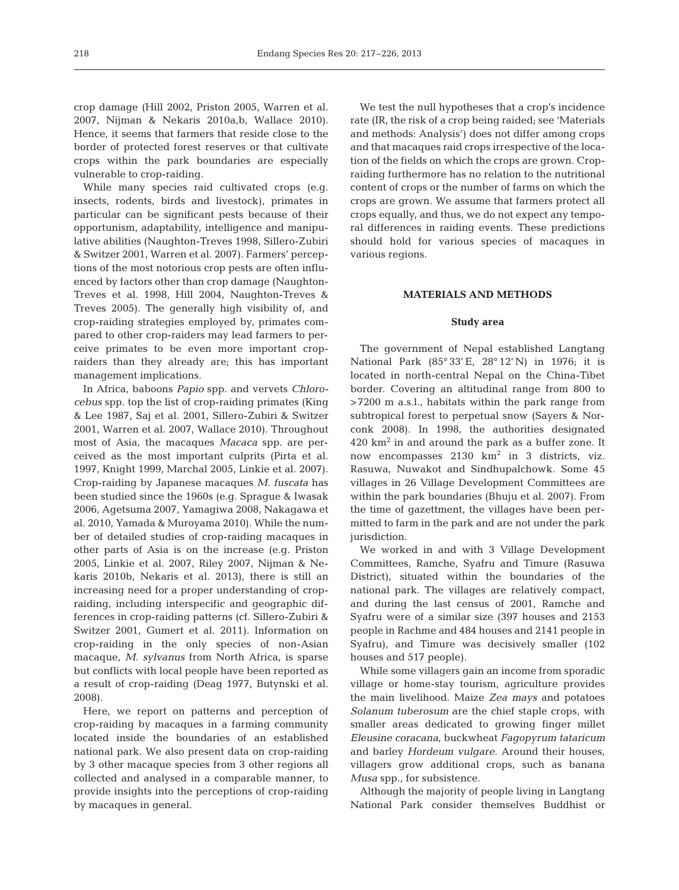crop damage (Hill 2002, Priston 2005, Warren et al. 2007, Nijman & Nekaris 2010a,b, Wallace 2010). Hence, it seems that farmers that reside close to the border of protected forest reserves or that cultivate crops within the park boundaries are especially vulnerable to crop-raiding.

While many species raid cultivated crops (e.g. insects, rodents, birds and livestock), primates in particular can be significant pests because of their opportunism, adaptability, intelligence and manipulative abilities (Naughton-Treves 1998, Sillero-Zubiri & Switzer 2001, Warren et al. 2007). Farmers' perceptions of the most notorious crop pests are often influenced by factors other than crop damage (Naughton-Treves et al. 1998, Hill 2004, Naughton-Treves & Treves 2005). The generally high visibility of, and crop-raiding strategies employed by, primates compared to other crop-raiders may lead farmers to perceive primates to be even more important crop-raiders than they already are; this has important management implications.

In Africa, baboons *Papio* spp. and vervets *Chlorocebus* spp. top the list of crop-raiding primates (King & Lee 1987, Saj et al. 2001, Sillero-Zubiri & Switzer 2001, Warren et al. 2007, Wallace 2010). Throughout most of Asia, the macaques *Macaca* spp. are perceived as the most important culprits (Pirta et al. 1997, Knight 1999, Marchal 2005, Linkie et al. 2007). Crop-raiding by Japanese macaques *M. fuscata* has been studied since the 1960s (e.g. Sprague & Iwasak 2006, Agetsuma 2007, Yamagiwa 2008, Nakagawa et al. 2010, Yamada & Muroyama 2010). While the number of detailed studies of crop-raiding macaques in other parts of Asia is on the increase (e.g. Priston 2005, Linkie et al. 2007, Riley 2007, Nijman & Nekaris 2010b, Nekaris et al. 2013), there is still an increasing need for a proper understanding of crop-raiding, including interspecific and geographic differences in crop-raiding patterns (cf. Sillero-Zubiri & Switzer 2001, Gumert et al. 2011). Information on crop-raiding in the only species of non-Asian macaque, *M. sylvanus* from North Africa, is sparse but conflicts with local people have been reported as a result of crop-raiding (Deag 1977, Butynski et al. 2008).

Here, we report on patterns and perception of crop-raiding by macaques in a farming community located inside the boundaries of an established national park. We also present data on crop-raiding by 3 other macaque species from 3 other regions all collected and analysed in a comparable manner, to provide insights into the perceptions of crop-raiding by macaques in general.

We test the null hypotheses that a crop's incidence rate (IR, the risk of a crop being raided; see 'Materials and methods: Analysis') does not differ among crops and that macaques raid crops irrespective of the location of the fields on which the crops are grown. Crop-raiding furthermore has no relation to the nutritional content of crops or the number of farms on which the crops are grown. We assume that farmers protect all crops equally, and thus, we do not expect any temporal differences in raiding events. These predictions should hold for various species of macaques in various regions.

## MATERIALS AND METHODS

### Study area

The government of Nepal established Langtang National Park (85° 33' E, 28° 12' N) in 1976; it is located in north-central Nepal on the China-Tibet border. Covering an altitudinal range from 800 to >7200 m a.s.l., habitats within the park range from subtropical forest to perpetual snow (Sayers & Norconk 2008). In 1998, the authorities designated 420 km$^2$ in and around the park as a buffer zone. It now encompasses 2130 km$^2$ in 3 districts, viz. Rasuwa, Nuwakot and Sindhupalchowk. Some 45 villages in 26 Village Development Committees are within the park boundaries (Bhuju et al. 2007). From the time of gazettment, the villages have been permitted to farm in the park and are not under the park jurisdiction.

We worked in and with 3 Village Development Committees, Ramche, Syafru and Timure (Rasuwa District), situated within the boundaries of the national park. The villages are relatively compact, and during the last census of 2001, Ramche and Syafru were of a similar size (397 houses and 2153 people in Rachme and 484 houses and 2141 people in Syafru), and Timure was decisively smaller (102 houses and 517 people).

While some villagers gain an income from sporadic village or home-stay tourism, agriculture provides the main livelihood. Maize *Zea mays* and potatoes *Solanum tuberosum* are the chief staple crops, with smaller areas dedicated to growing finger millet *Eleusine coracana*, buckwheat *Fagopyrum tataricum* and barley *Hordeum vulgare*. Around their houses, villagers grow additional crops, such as banana *Musa* spp., for subsistence.

Although the majority of people living in Langtang National Park consider themselves Buddhist or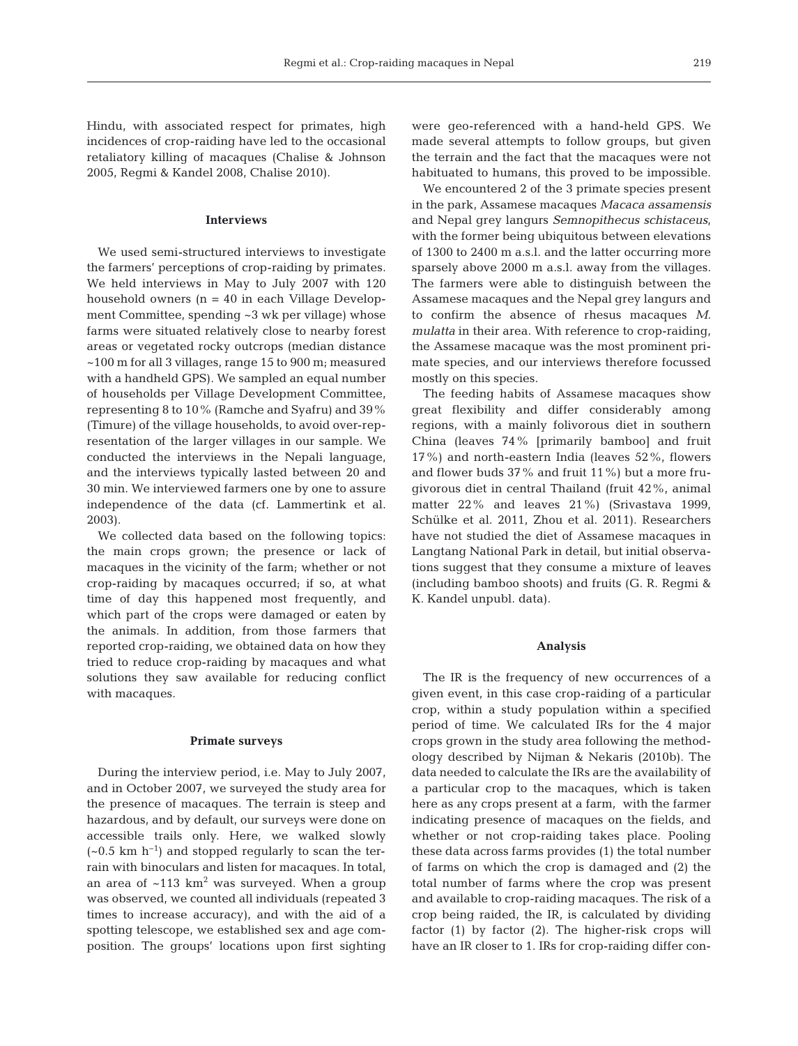Hindu, with associated respect for primates, high incidences of crop-raiding have led to the occasional retaliatory killing of macaques (Chalise & Johnson 2005, Regmi & Kandel 2008, Chalise 2010).

### Interviews

We used semi-structured interviews to investigate the farmers' perceptions of crop-raiding by primates. We held interviews in May to July 2007 with 120 household owners (n = 40 in each Village Development Committee, spending ~3 wk per village) whose farms were situated relatively close to nearby forest areas or vegetated rocky outcrops (median distance ~100 m for all 3 villages, range 15 to 900 m; measured with a handheld GPS). We sampled an equal number of households per Village Development Committee, representing 8 to 10% (Ramche and Syafru) and 39% (Timure) of the village households, to avoid over-representation of the larger villages in our sample. We conducted the interviews in the Nepali language, and the interviews typically lasted between 20 and 30 min. We interviewed farmers one by one to assure independence of the data (cf. Lammertink et al. 2003).

We collected data based on the following topics: the main crops grown; the presence or lack of macaques in the vicinity of the farm; whether or not crop-raiding by macaques occurred; if so, at what time of day this happened most frequently, and which part of the crops were damaged or eaten by the animals. In addition, from those farmers that reported crop-raiding, we obtained data on how they tried to reduce crop-raiding by macaques and what solutions they saw available for reducing conflict with macaques.

### Primate surveys

During the interview period, i.e. May to July 2007, and in October 2007, we surveyed the study area for the presence of macaques. The terrain is steep and hazardous, and by default, our surveys were done on accessible trails only. Here, we walked slowly (~0.5 km $h^{-1}$) and stopped regularly to scan the terrain with binoculars and listen for macaques. In total, an area of ~113 $km^2$ was surveyed. When a group was observed, we counted all individuals (repeated 3 times to increase accuracy), and with the aid of a spotting telescope, we established sex and age composition. The groups' locations upon first sighting were geo-referenced with a hand-held GPS. We made several attempts to follow groups, but given the terrain and the fact that the macaques were not habituated to humans, this proved to be impossible.

We encountered 2 of the 3 primate species present in the park, Assamese macaques *Macaca assamensis* and Nepal grey langurs *Semnopithecus schistaceus*, with the former being ubiquitous between elevations of 1300 to 2400 m a.s.l. and the latter occurring more sparsely above 2000 m a.s.l. away from the villages. The farmers were able to distinguish between the Assamese macaques and the Nepal grey langurs and to confirm the absence of rhesus macaques *M. mulatta* in their area. With reference to crop-raiding, the Assamese macaque was the most prominent primate species, and our interviews therefore focussed mostly on this species.

The feeding habits of Assamese macaques show great flexibility and differ considerably among regions, with a mainly folivorous diet in southern China (leaves 74% [primarily bamboo] and fruit 17%) and north-eastern India (leaves 52%, flowers and flower buds 37% and fruit 11%) but a more frugivorous diet in central Thailand (fruit 42%, animal matter 22% and leaves 21%) (Srivastava 1999, Schülke et al. 2011, Zhou et al. 2011). Researchers have not studied the diet of Assamese macaques in Langtang National Park in detail, but initial observations suggest that they consume a mixture of leaves (including bamboo shoots) and fruits (G. R. Regmi & K. Kandel unpubl. data).

### Analysis

The IR is the frequency of new occurrences of a given event, in this case crop-raiding of a particular crop, within a study population within a specified period of time. We calculated IRs for the 4 major crops grown in the study area following the methodology described by Nijman & Nekaris (2010b). The data needed to calculate the IRs are the availability of a particular crop to the macaques, which is taken here as any crops present at a farm, with the farmer indicating presence of macaques on the fields, and whether or not crop-raiding takes place. Pooling these data across farms provides (1) the total number of farms on which the crop is damaged and (2) the total number of farms where the crop was present and available to crop-raiding macaques. The risk of a crop being raided, the IR, is calculated by dividing factor (1) by factor (2). The higher-risk crops will have an IR closer to 1. IRs for crop-raiding differ con-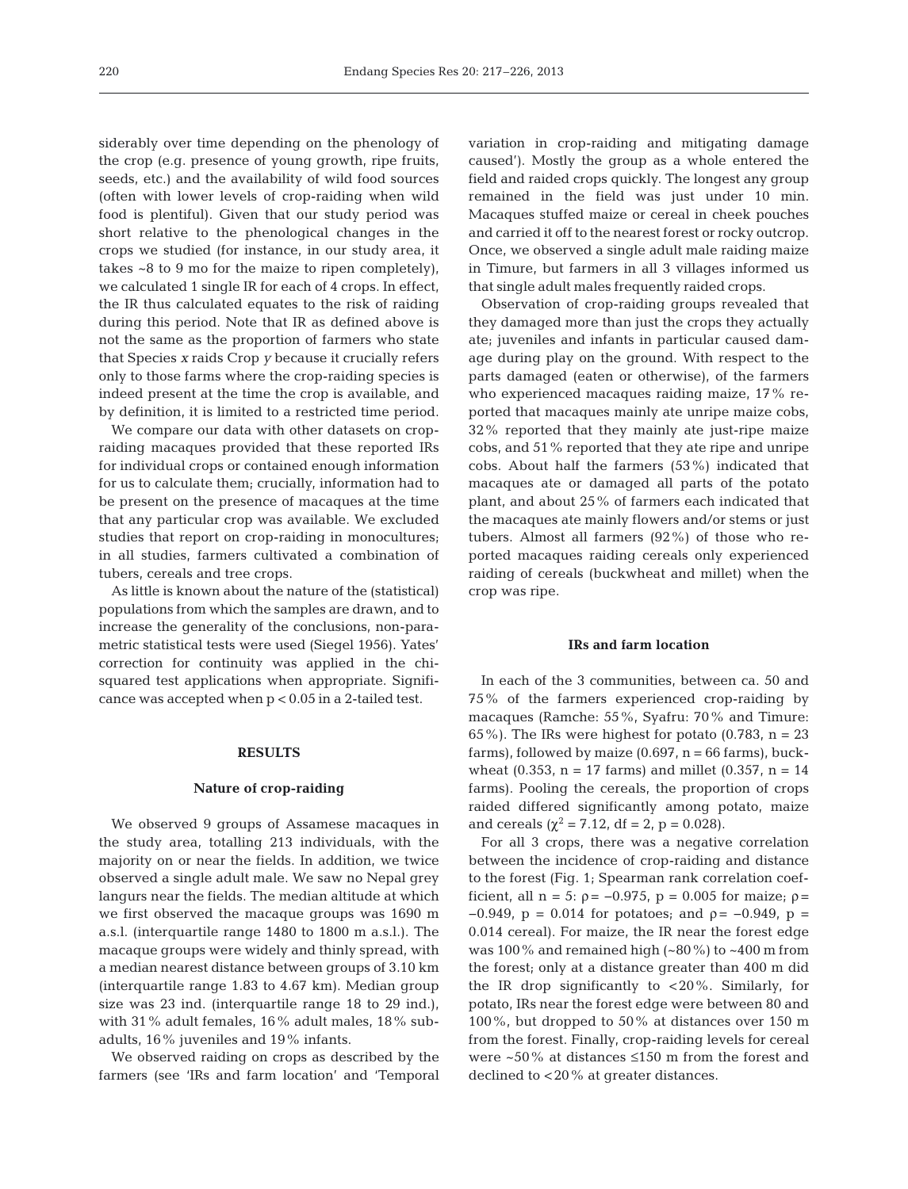siderably over time depending on the phenology of the crop (e.g. presence of young growth, ripe fruits, seeds, etc.) and the availability of wild food sources (often with lower levels of crop-raiding when wild food is plentiful). Given that our study period was short relative to the phenological changes in the crops we studied (for instance, in our study area, it takes ~8 to 9 mo for the maize to ripen completely), we calculated 1 single IR for each of 4 crops. In effect, the IR thus calculated equates to the risk of raiding during this period. Note that IR as defined above is not the same as the proportion of farmers who state that Species *x* raids Crop *y* because it crucially refers only to those farms where the crop-raiding species is indeed present at the time the crop is available, and by definition, it is limited to a restricted time period.

We compare our data with other datasets on crop-raiding macaques provided that these reported IRs for individual crops or contained enough information for us to calculate them; crucially, information had to be present on the presence of macaques at the time that any particular crop was available. We excluded studies that report on crop-raiding in monocultures; in all studies, farmers cultivated a combination of tubers, cereals and tree crops.

As little is known about the nature of the (statistical) populations from which the samples are drawn, and to increase the generality of the conclusions, non-parametric statistical tests were used (Siegel 1956). Yates' correction for continuity was applied in the chi-squared test applications when appropriate. Significance was accepted when $p < 0.05$ in a 2-tailed test.

## RESULTS

### Nature of crop-raiding

We observed 9 groups of Assamese macaques in the study area, totalling 213 individuals, with the majority on or near the fields. In addition, we twice observed a single adult male. We saw no Nepal grey langurs near the fields. The median altitude at which we first observed the macaque groups was 1690 m a.s.l. (interquartile range 1480 to 1800 m a.s.l.). The macaque groups were widely and thinly spread, with a median nearest distance between groups of 3.10 km (interquartile range 1.83 to 4.67 km). Median group size was 23 ind. (interquartile range 18 to 29 ind.), with 31% adult females, 16% adult males, 18% subadults, 16% juveniles and 19% infants.

We observed raiding on crops as described by the farmers (see 'IRs and farm location' and 'Temporal variation in crop-raiding and mitigating damage caused'). Mostly the group as a whole entered the field and raided crops quickly. The longest any group remained in the field was just under 10 min. Macaques stuffed maize or cereal in cheek pouches and carried it off to the nearest forest or rocky outcrop. Once, we observed a single adult male raiding maize in Timure, but farmers in all 3 villages informed us that single adult males frequently raided crops.

Observation of crop-raiding groups revealed that they damaged more than just the crops they actually ate; juveniles and infants in particular caused damage during play on the ground. With respect to the parts damaged (eaten or otherwise), of the farmers who experienced macaques raiding maize, 17% reported that macaques mainly ate unripe maize cobs, 32% reported that they mainly ate just-ripe maize cobs, and 51% reported that they ate ripe and unripe cobs. About half the farmers (53%) indicated that macaques ate or damaged all parts of the potato plant, and about 25% of farmers each indicated that the macaques ate mainly flowers and/or stems or just tubers. Almost all farmers (92%) of those who reported macaques raiding cereals only experienced raiding of cereals (buckwheat and millet) when the crop was ripe.

### IRs and farm location

In each of the 3 communities, between ca. 50 and 75% of the farmers experienced crop-raiding by macaques (Ramche: 55%, Syafru: 70% and Timure: 65%). The IRs were highest for potato (0.783, n = 23 farms), followed by maize (0.697, n = 66 farms), buckwheat (0.353, n = 17 farms) and millet (0.357, n = 14 farms). Pooling the cereals, the proportion of crops raided differed significantly among potato, maize and cereals ($\chi^2 = 7.12$, df = 2, $p = 0.028$).

For all 3 crops, there was a negative correlation between the incidence of crop-raiding and distance to the forest (Fig. 1; Spearman rank correlation coefficient, all n = 5: $\rho = -0.975$, $p = 0.005$ for maize; $\rho = -0.949$, $p = 0.014$ for potatoes; and $\rho = -0.949$, $p = 0.014$ cereal). For maize, the IR near the forest edge was 100% and remained high (~80%) to ~400 m from the forest; only at a distance greater than 400 m did the IR drop significantly to <20%. Similarly, for potato, IRs near the forest edge were between 80 and 100%, but dropped to 50% at distances over 150 m from the forest. Finally, crop-raiding levels for cereal were ~50% at distances ≤150 m from the forest and declined to <20% at greater distances.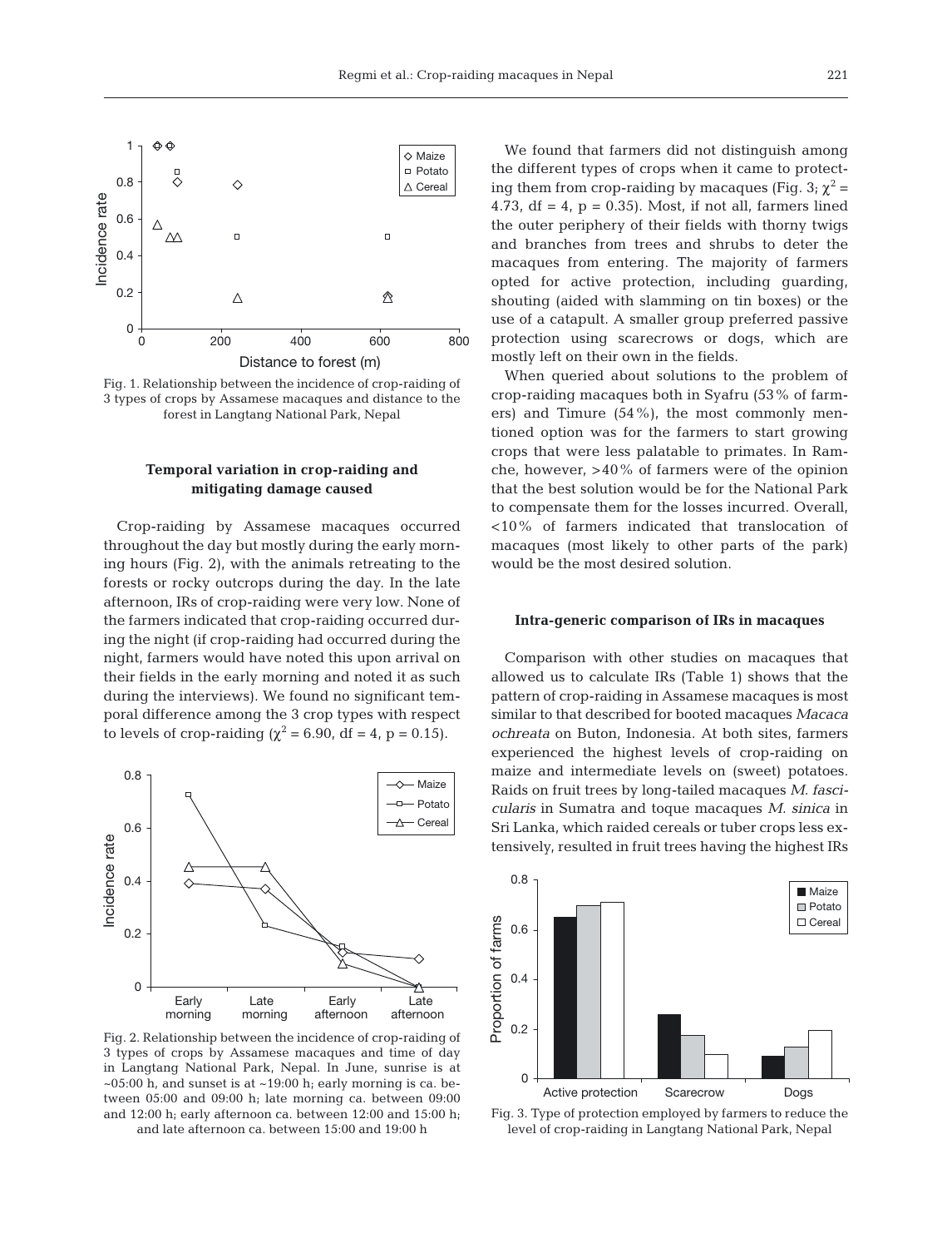Fig. 1. Relationship between the incidence of crop-raiding of 3 types of crops by Assamese macaques and distance to the forest in Langtang National Park, Nepal

### Temporal variation in crop-raiding and mitigating damage caused

Crop-raiding by Assamese macaques occurred throughout the day but mostly during the early morning hours (Fig. 2), with the animals retreating to the forests or rocky outcrops during the day. In the late afternoon, IRs of crop-raiding were very low. None of the farmers indicated that crop-raiding occurred during the night (if crop-raiding had occurred during the night, farmers would have noted this upon arrival on their fields in the early morning and noted it as such during the interviews). We found no significant temporal difference among the 3 crop types with respect to levels of crop-raiding ($\chi^2 = 6.90$, df = 4, p = 0.15).

Fig. 2. Relationship between the incidence of crop-raiding of 3 types of crops by Assamese macaques and time of day in Langtang National Park, Nepal. In June, sunrise is at ~05:00 h, and sunset is at ~19:00 h; early morning is ca. between 05:00 and 09:00 h; late morning ca. between 09:00 and 12:00 h; early afternoon ca. between 12:00 and 15:00 h; and late afternoon ca. between 15:00 and 19:00 h

We found that farmers did not distinguish among the different types of crops when it came to protecting them from crop-raiding by macaques (Fig. 3; $\chi^2 = 4.73$, df = 4, p = 0.35). Most, if not all, farmers lined the outer periphery of their fields with thorny twigs and branches from trees and shrubs to deter the macaques from entering. The majority of farmers opted for active protection, including guarding, shouting (aided with slamming on tin boxes) or the use of a catapult. A smaller group preferred passive protection using scarecrows or dogs, which are mostly left on their own in the fields.

When queried about solutions to the problem of crop-raiding macaques both in Syafru (53% of farmers) and Timure (54%), the most commonly mentioned option was for the farmers to start growing crops that were less palatable to primates. In Ramche, however, >40% of farmers were of the opinion that the best solution would be for the National Park to compensate them for the losses incurred. Overall, <10% of farmers indicated that translocation of macaques (most likely to other parts of the park) would be the most desired solution.

### Intra-generic comparison of IRs in macaques

Comparison with other studies on macaques that allowed us to calculate IRs (Table 1) shows that the pattern of crop-raiding in Assamese macaques is most similar to that described for booted macaques *Macaca ochreata* on Buton, Indonesia. At both sites, farmers experienced the highest levels of crop-raiding on maize and intermediate levels on (sweet) potatoes. Raids on fruit trees by long-tailed macaques *M. fascicularis* in Sumatra and toque macaques *M. sinica* in Sri Lanka, which raided cereals or tuber crops less extensively, resulted in fruit trees having the highest IRs

Fig. 3. Type of protection employed by farmers to reduce the level of crop-raiding in Langtang National Park, Nepal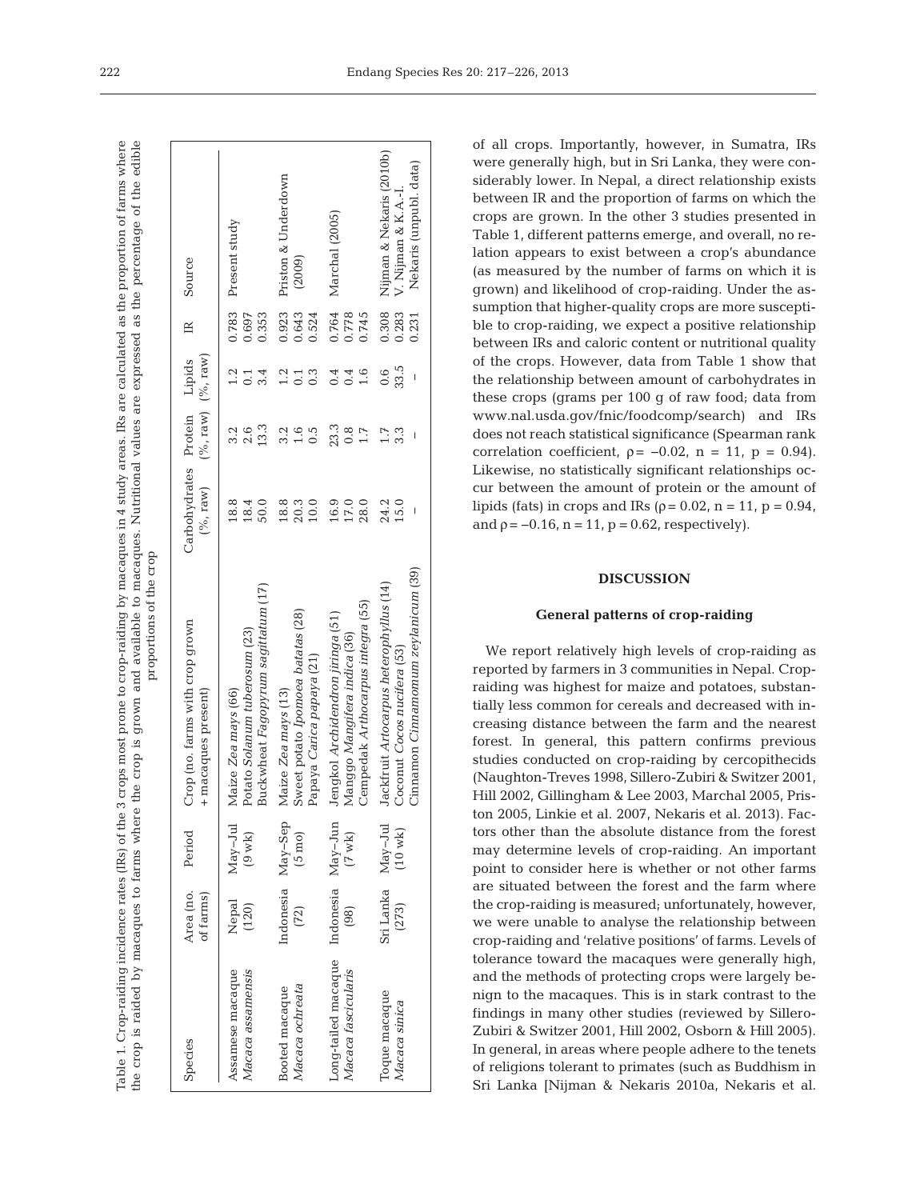Table 1. Crop-raiding incidence rates (IRs) of the 3 crops most prone to crop-raiding by macaques in 4 study areas. IRs are calculated as the proportion of farms where the crop is raided by macaques to farms where the crop is grown and available to macaques. Nutritional values are expressed as the percentage of the edible proportions of the crop

| Species | Area (no. of farms) | Period | Crop (no. farms with crop grown + macaques present) | Carbohydrates (%, raw) | Protein (%, raw) | Lipids (%, raw) | IR | Source |
|---|---|---|---|---|---|---|---|---|
| Assamese macaque *Macaca assamensis* | Nepal (120) | May–Jul (9 wk) | Maize *Zea mays* (66) | 18.8 | 3.2 | 1.2 | 0.783 | Present study |
| | | | Potato *Solanum tuberosum* (23) | 18.4 | 2.6 | 0.1 | 0.697 | |
| | | | Buckwheat *Fagopyrum sagittatum* (17) | 50.0 | 13.3 | 3.4 | 0.353 | |
| Booted macaque *Macaca ochreata* | Indonesia (72) | May–Sep (5 mo) | Maize *Zea mays* (13) | 18.8 | 3.2 | 1.2 | 0.923 | Priston & Underdown (2009) |
| | | | Sweet potato *Ipomoea batatas* (28) | 20.3 | 1.6 | 0.1 | 0.643 | |
| | | | Papaya *Carica papaya* (21) | 10.0 | 0.5 | 0.3 | 0.524 | |
| Long-tailed macaque *Macaca fascicularis* | Indonesia (98) | May–Jun (7 wk) | Jengkol *Archidendron jiringa* (51) | 16.9 | 23.3 | 0.4 | 0.764 | Marchal (2005) |
| | | | Manggo *Mangifera indica* (36) | 17.0 | 0.8 | 0.4 | 0.778 | |
| | | | Cempedak *Arthocarpus integra* (55) | 28.0 | 1.7 | 1.6 | 0.745 | |
| Toque macaque *Macaca sinica* | Sri Lanka (273) | May–Jul (10 wk) | Jackfruit *Artocarpus heterophyllus* (14) | 24.2 | 1.7 | 0.6 | 0.308 | Nijman & Nekaris (2010b) |
| | | | Coconut *Cocos nucifera* (53) | 15.0 | 3.3 | 33.5 | 0.283 | V. Nijman & K.A.-I. |
| | | | Cinnamon *Cinnamomum zeylanicum* (39) | – | – | – | 0.231 | Nekaris (unpubl. data) |

of all crops. Importantly, however, in Sumatra, IRs were generally high, but in Sri Lanka, they were considerably lower. In Nepal, a direct relationship exists between IR and the proportion of farms on which the crops are grown. In the other 3 studies presented in Table 1, different patterns emerge, and overall, no relation appears to exist between a crop's abundance (as measured by the number of farms on which it is grown) and likelihood of crop-raiding. Under the assumption that higher-quality crops are more susceptible to crop-raiding, we expect a positive relationship between IRs and caloric content or nutritional quality of the crops. However, data from Table 1 show that the relationship between amount of carbohydrates in these crops (grams per 100 g of raw food; data from www.nal.usda.gov/fnic/foodcomp/search) and IRs does not reach statistical significance (Spearman rank correlation coefficient, $\rho = -0.02$, $n = 11$, $p = 0.94$). Likewise, no statistically significant relationships occur between the amount of protein or the amount of lipids (fats) in crops and IRs ($\rho = 0.02$, $n = 11$, $p = 0.94$, and $\rho = -0.16$, $n = 11$, $p = 0.62$, respectively).

## DISCUSSION

### General patterns of crop-raiding

We report relatively high levels of crop-raiding as reported by farmers in 3 communities in Nepal. Crop-raiding was highest for maize and potatoes, substantially less common for cereals and decreased with increasing distance between the farm and the nearest forest. In general, this pattern confirms previous studies conducted on crop-raiding by cercopithecids (Naughton-Treves 1998, Sillero-Zubiri & Switzer 2001, Hill 2002, Gillingham & Lee 2003, Marchal 2005, Priston 2005, Linkie et al. 2007, Nekaris et al. 2013). Factors other than the absolute distance from the forest may determine levels of crop-raiding. An important point to consider here is whether or not other farms are situated between the forest and the farm where the crop-raiding is measured; unfortunately, however, we were unable to analyse the relationship between crop-raiding and 'relative positions' of farms. Levels of tolerance toward the macaques were generally high, and the methods of protecting crops were largely benign to the macaques. This is in stark contrast to the findings in many other studies (reviewed by Sillero-Zubiri & Switzer 2001, Hill 2002, Osborn & Hill 2005). In general, in areas where people adhere to the tenets of religions tolerant to primates (such as Buddhism in Sri Lanka [Nijman & Nekaris 2010a, Nekaris et al.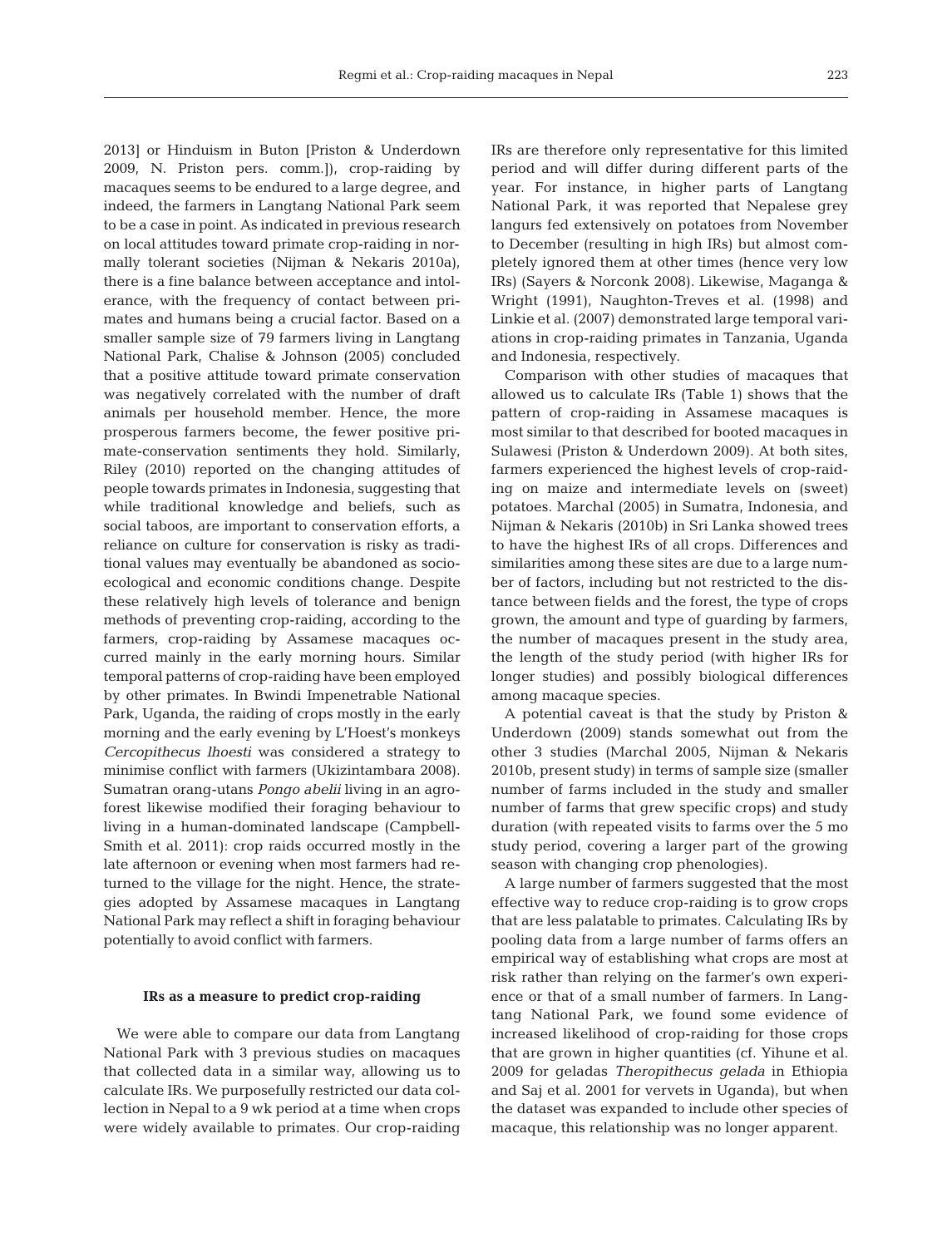2013] or Hinduism in Buton [Priston & Underdown 2009, N. Priston pers. comm.]), crop-raiding by macaques seems to be endured to a large degree, and indeed, the farmers in Langtang National Park seem to be a case in point. As indicated in previous research on local attitudes toward primate crop-raiding in normally tolerant societies (Nijman & Nekaris 2010a), there is a fine balance between acceptance and intolerance, with the frequency of contact between primates and humans being a crucial factor. Based on a smaller sample size of 79 farmers living in Langtang National Park, Chalise & Johnson (2005) concluded that a positive attitude toward primate conservation was negatively correlated with the number of draft animals per household member. Hence, the more prosperous farmers become, the fewer positive primate-conservation sentiments they hold. Similarly, Riley (2010) reported on the changing attitudes of people towards primates in Indonesia, suggesting that while traditional knowledge and beliefs, such as social taboos, are important to conservation efforts, a reliance on culture for conservation is risky as traditional values may eventually be abandoned as socio-ecological and economic conditions change. Despite these relatively high levels of tolerance and benign methods of preventing crop-raiding, according to the farmers, crop-raiding by Assamese macaques occurred mainly in the early morning hours. Similar temporal patterns of crop-raiding have been employed by other primates. In Bwindi Impenetrable National Park, Uganda, the raiding of crops mostly in the early morning and the early evening by L'Hoest's monkeys *Cercopithecus lhoesti* was considered a strategy to minimise conflict with farmers (Ukizintambara 2008). Sumatran orang-utans *Pongo abelii* living in an agroforest likewise modified their foraging behaviour to living in a human-dominated landscape (Campbell-Smith et al. 2011): crop raids occurred mostly in the late afternoon or evening when most farmers had returned to the village for the night. Hence, the strategies adopted by Assamese macaques in Langtang National Park may reflect a shift in foraging behaviour potentially to avoid conflict with farmers.

### IRs as a measure to predict crop-raiding

We were able to compare our data from Langtang National Park with 3 previous studies on macaques that collected data in a similar way, allowing us to calculate IRs. We purposefully restricted our data collection in Nepal to a 9 wk period at a time when crops were widely available to primates. Our crop-raiding IRs are therefore only representative for this limited period and will differ during different parts of the year. For instance, in higher parts of Langtang National Park, it was reported that Nepalese grey langurs fed extensively on potatoes from November to December (resulting in high IRs) but almost completely ignored them at other times (hence very low IRs) (Sayers & Norconk 2008). Likewise, Maganga & Wright (1991), Naughton-Treves et al. (1998) and Linkie et al. (2007) demonstrated large temporal variations in crop-raiding primates in Tanzania, Uganda and Indonesia, respectively.

Comparison with other studies of macaques that allowed us to calculate IRs (Table 1) shows that the pattern of crop-raiding in Assamese macaques is most similar to that described for booted macaques in Sulawesi (Priston & Underdown 2009). At both sites, farmers experienced the highest levels of crop-raiding on maize and intermediate levels on (sweet) potatoes. Marchal (2005) in Sumatra, Indonesia, and Nijman & Nekaris (2010b) in Sri Lanka showed trees to have the highest IRs of all crops. Differences and similarities among these sites are due to a large number of factors, including but not restricted to the distance between fields and the forest, the type of crops grown, the amount and type of guarding by farmers, the number of macaques present in the study area, the length of the study period (with higher IRs for longer studies) and possibly biological differences among macaque species.

A potential caveat is that the study by Priston & Underdown (2009) stands somewhat out from the other 3 studies (Marchal 2005, Nijman & Nekaris 2010b, present study) in terms of sample size (smaller number of farms included in the study and smaller number of farms that grew specific crops) and study duration (with repeated visits to farms over the 5 mo study period, covering a larger part of the growing season with changing crop phenologies).

A large number of farmers suggested that the most effective way to reduce crop-raiding is to grow crops that are less palatable to primates. Calculating IRs by pooling data from a large number of farms offers an empirical way of establishing what crops are most at risk rather than relying on the farmer's own experience or that of a small number of farmers. In Langtang National Park, we found some evidence of increased likelihood of crop-raiding for those crops that are grown in higher quantities (cf. Yihune et al. 2009 for geladas *Theropithecus gelada* in Ethiopia and Saj et al. 2001 for vervets in Uganda), but when the dataset was expanded to include other species of macaque, this relationship was no longer apparent.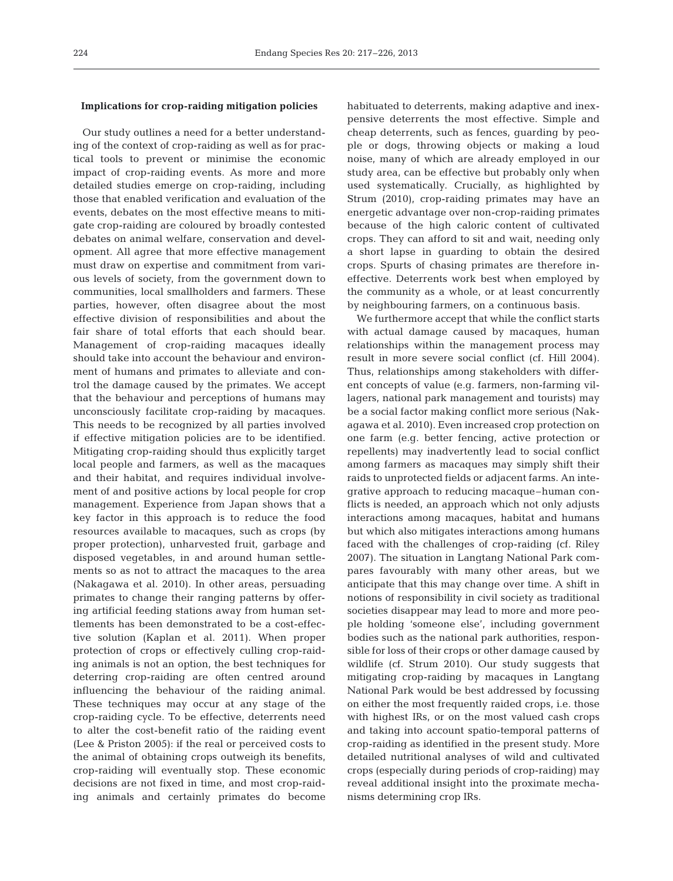### Implications for crop-raiding mitigation policies

Our study outlines a need for a better understanding of the context of crop-raiding as well as for practical tools to prevent or minimise the economic impact of crop-raiding events. As more and more detailed studies emerge on crop-raiding, including those that enabled verification and evaluation of the events, debates on the most effective means to mitigate crop-raiding are coloured by broadly contested debates on animal welfare, conservation and development. All agree that more effective management must draw on expertise and commitment from various levels of society, from the government down to communities, local smallholders and farmers. These parties, however, often disagree about the most effective division of responsibilities and about the fair share of total efforts that each should bear. Management of crop-raiding macaques ideally should take into account the behaviour and environment of humans and primates to alleviate and control the damage caused by the primates. We accept that the behaviour and perceptions of humans may unconsciously facilitate crop-raiding by macaques. This needs to be recognized by all parties involved if effective mitigation policies are to be identified. Mitigating crop-raiding should thus explicitly target local people and farmers, as well as the macaques and their habitat, and requires individual involvement of and positive actions by local people for crop management. Experience from Japan shows that a key factor in this approach is to reduce the food resources available to macaques, such as crops (by proper protection), unharvested fruit, garbage and disposed vegetables, in and around human settlements so as not to attract the macaques to the area (Nakagawa et al. 2010). In other areas, persuading primates to change their ranging patterns by offering artificial feeding stations away from human settlements has been demonstrated to be a cost-effective solution (Kaplan et al. 2011). When proper protection of crops or effectively culling crop-raiding animals is not an option, the best techniques for deterring crop-raiding are often centred around influencing the behaviour of the raiding animal. These techniques may occur at any stage of the crop-raiding cycle. To be effective, deterrents need to alter the cost-benefit ratio of the raiding event (Lee & Priston 2005): if the real or perceived costs to the animal of obtaining crops outweigh its benefits, crop-raiding will eventually stop. These economic decisions are not fixed in time, and most crop-raiding animals and certainly primates do become habituated to deterrents, making adaptive and inexpensive deterrents the most effective. Simple and cheap deterrents, such as fences, guarding by people or dogs, throwing objects or making a loud noise, many of which are already employed in our study area, can be effective but probably only when used systematically. Crucially, as highlighted by Strum (2010), crop-raiding primates may have an energetic advantage over non-crop-raiding primates because of the high caloric content of cultivated crops. They can afford to sit and wait, needing only a short lapse in guarding to obtain the desired crops. Spurts of chasing primates are therefore ineffective. Deterrents work best when employed by the community as a whole, or at least concurrently by neighbouring farmers, on a continuous basis.

We furthermore accept that while the conflict starts with actual damage caused by macaques, human relationships within the management process may result in more severe social conflict (cf. Hill 2004). Thus, relationships among stakeholders with different concepts of value (e.g. farmers, non-farming villagers, national park management and tourists) may be a social factor making conflict more serious (Nakagawa et al. 2010). Even increased crop protection on one farm (e.g. better fencing, active protection or repellents) may inadvertently lead to social conflict among farmers as macaques may simply shift their raids to unprotected fields or adjacent farms. An integrative approach to reducing macaque–human conflicts is needed, an approach which not only adjusts interactions among macaques, habitat and humans but which also mitigates interactions among humans faced with the challenges of crop-raiding (cf. Riley 2007). The situation in Langtang National Park compares favourably with many other areas, but we anticipate that this may change over time. A shift in notions of responsibility in civil society as traditional societies disappear may lead to more and more people holding 'someone else', including government bodies such as the national park authorities, responsible for loss of their crops or other damage caused by wildlife (cf. Strum 2010). Our study suggests that mitigating crop-raiding by macaques in Langtang National Park would be best addressed by focussing on either the most frequently raided crops, i.e. those with highest IRs, or on the most valued cash crops and taking into account spatio-temporal patterns of crop-raiding as identified in the present study. More detailed nutritional analyses of wild and cultivated crops (especially during periods of crop-raiding) may reveal additional insight into the proximate mechanisms determining crop IRs.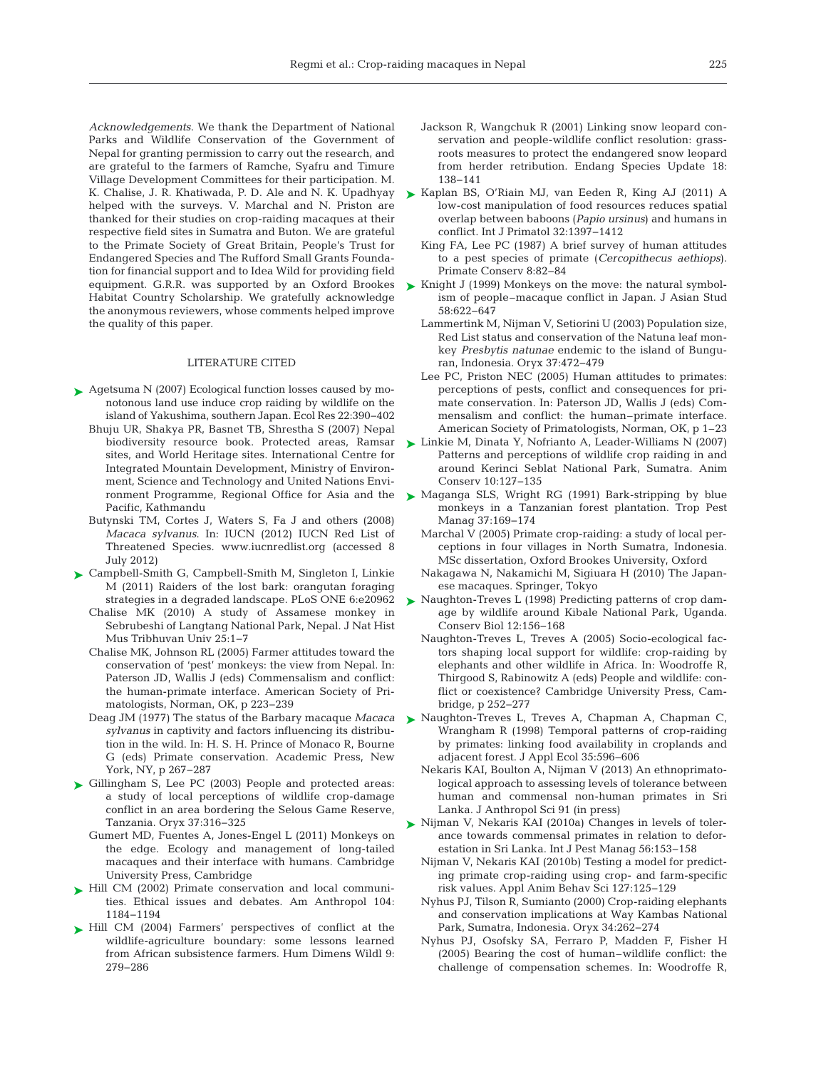*Acknowledgements*. We thank the Department of National Parks and Wildlife Conservation of the Government of Nepal for granting permission to carry out the research, and are grateful to the farmers of Ramche, Syafru and Timure Village Development Committees for their participation. M. K. Chalise, J. R. Khatiwada, P. D. Ale and N. K. Upadhyay helped with the surveys. V. Marchal and N. Priston are thanked for their studies on crop-raiding macaques at their respective field sites in Sumatra and Buton. We are grateful to the Primate Society of Great Britain, People's Trust for Endangered Species and The Rufford Small Grants Foundation for financial support and to Idea Wild for providing field equipment. G.R.R. was supported by an Oxford Brookes Habitat Country Scholarship. We gratefully acknowledge the anonymous reviewers, whose comments helped improve the quality of this paper.

## LITERATURE CITED

- Agetsuma N (2007) Ecological function losses caused by monotonous land use induce crop raiding by wildlife on the island of Yakushima, southern Japan. Ecol Res 22:390–402
- Bhuju UR, Shakya PR, Basnet TB, Shrestha S (2007) Nepal biodiversity resource book. Protected areas, Ramsar sites, and World Heritage sites. International Centre for Integrated Mountain Development, Ministry of Environment, Science and Technology and United Nations Environment Programme, Regional Office for Asia and the Pacific, Kathmandu
- Butynski TM, Cortes J, Waters S, Fa J and others (2008) *Macaca sylvanus*. In: IUCN (2012) IUCN Red List of Threatened Species. www.iucnredlist.org (accessed 8 July 2012)
- Campbell-Smith G, Campbell-Smith M, Singleton I, Linkie M (2011) Raiders of the lost bark: orangutan foraging strategies in a degraded landscape. PLoS ONE 6:e20962
- Chalise MK (2010) A study of Assamese monkey in Sebrubeshi of Langtang National Park, Nepal. J Nat Hist Mus Tribhuvan Univ 25:1–7
- Chalise MK, Johnson RL (2005) Farmer attitudes toward the conservation of 'pest' monkeys: the view from Nepal. In: Paterson JD, Wallis J (eds) Commensalism and conflict: the human-primate interface. American Society of Primatologists, Norman, OK, p 223–239
- Deag JM (1977) The status of the Barbary macaque *Macaca sylvanus* in captivity and factors influencing its distribution in the wild. In: H. S. H. Prince of Monaco R, Bourne G (eds) Primate conservation. Academic Press, New York, NY, p 267–287
- Gillingham S, Lee PC (2003) People and protected areas: a study of local perceptions of wildlife crop-damage conflict in an area bordering the Selous Game Reserve, Tanzania. Oryx 37:316–325
- Gumert MD, Fuentes A, Jones-Engel L (2011) Monkeys on the edge. Ecology and management of long-tailed macaques and their interface with humans. Cambridge University Press, Cambridge
- Hill CM (2002) Primate conservation and local communities. Ethical issues and debates. Am Anthropol 104: 1184–1194
- Hill CM (2004) Farmers' perspectives of conflict at the wildlife-agriculture boundary: some lessons learned from African subsistence farmers. Hum Dimens Wildl 9: 279–286
- Jackson R, Wangchuk R (2001) Linking snow leopard conservation and people-wildlife conflict resolution: grassroots measures to protect the endangered snow leopard from herder retribution. Endang Species Update 18: 138–141
- Kaplan BS, O'Riain MJ, van Eeden R, King AJ (2011) A low-cost manipulation of food resources reduces spatial overlap between baboons (*Papio ursinus*) and humans in conflict. Int J Primatol 32:1397–1412
- King FA, Lee PC (1987) A brief survey of human attitudes to a pest species of primate (*Cercopithecus aethiops*). Primate Conserv 8:82–84
- Knight J (1999) Monkeys on the move: the natural symbolism of people–macaque conflict in Japan. J Asian Stud 58:622–647
- Lammertink M, Nijman V, Setiorini U (2003) Population size, Red List status and conservation of the Natuna leaf monkey *Presbytis natunae* endemic to the island of Bunguran, Indonesia. Oryx 37:472–479
- Lee PC, Priston NEC (2005) Human attitudes to primates: perceptions of pests, conflict and consequences for primate conservation. In: Paterson JD, Wallis J (eds) Commensalism and conflict: the human–primate interface. American Society of Primatologists, Norman, OK, p 1–23
- Linkie M, Dinata Y, Nofrianto A, Leader-Williams N (2007) Patterns and perceptions of wildlife crop raiding in and around Kerinci Seblat National Park, Sumatra. Anim Conserv 10:127–135
- Maganga SLS, Wright RG (1991) Bark-stripping by blue monkeys in a Tanzanian forest plantation. Trop Pest Manag 37:169–174
- Marchal V (2005) Primate crop-raiding: a study of local perceptions in four villages in North Sumatra, Indonesia. MSc dissertation, Oxford Brookes University, Oxford
- Nakagawa N, Nakamichi M, Sigiuara H (2010) The Japanese macaques. Springer, Tokyo
- Naughton-Treves L (1998) Predicting patterns of crop damage by wildlife around Kibale National Park, Uganda. Conserv Biol 12:156–168
- Naughton-Treves L, Treves A (2005) Socio-ecological factors shaping local support for wildlife: crop-raiding by elephants and other wildlife in Africa. In: Woodroffe R, Thirgood S, Rabinowitz A (eds) People and wildlife: conflict or coexistence? Cambridge University Press, Cambridge, p 252–277
- Naughton-Treves L, Treves A, Chapman A, Chapman C, Wrangham R (1998) Temporal patterns of crop-raiding by primates: linking food availability in croplands and adjacent forest. J Appl Ecol 35:596–606
- Nekaris KAI, Boulton A, Nijman V (2013) An ethnoprimatological approach to assessing levels of tolerance between human and commensal non-human primates in Sri Lanka. J Anthropol Sci 91 (in press)
- Nijman V, Nekaris KAI (2010a) Changes in levels of tolerance towards commensal primates in relation to deforestation in Sri Lanka. Int J Pest Manag 56:153–158
- Nijman V, Nekaris KAI (2010b) Testing a model for predicting primate crop-raiding using crop- and farm-specific risk values. Appl Anim Behav Sci 127:125–129
- Nyhus PJ, Tilson R, Sumianto (2000) Crop-raiding elephants and conservation implications at Way Kambas National Park, Sumatra, Indonesia. Oryx 34:262–274
- Nyhus PJ, Osofsky SA, Ferraro P, Madden F, Fisher H (2005) Bearing the cost of human–wildlife conflict: the challenge of compensation schemes. In: Woodroffe R,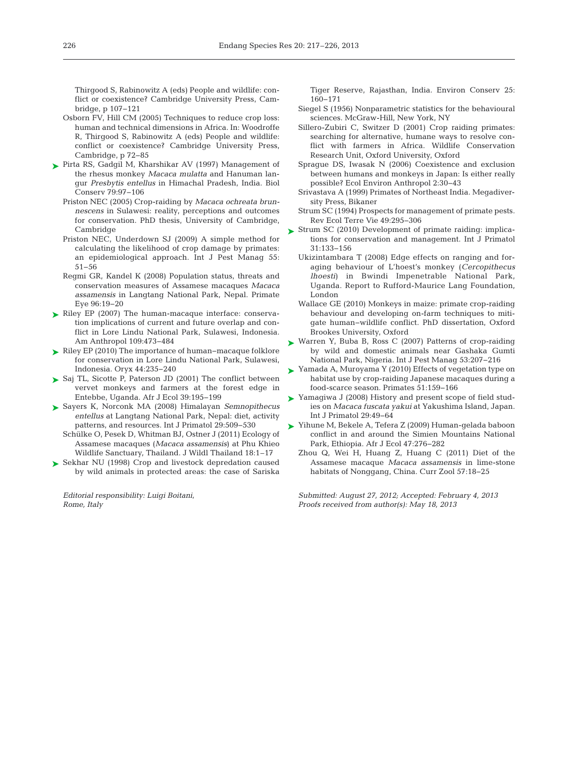Thirgood S, Rabinowitz A (eds) People and wildlife: conflict or coexistence? Cambridge University Press, Cambridge, p 107–121

Osborn FV, Hill CM (2005) Techniques to reduce crop loss: human and technical dimensions in Africa. In: Woodroffe R, Thirgood S, Rabinowitz A (eds) People and wildlife: conflict or coexistence? Cambridge University Press, Cambridge, p 72–85

Pirta RS, Gadgil M, Kharshikar AV (1997) Management of the rhesus monkey *Macaca mulatta* and Hanuman langur *Presbytis entellus* in Himachal Pradesh, India. Biol Conserv 79:97–106

Priston NEC (2005) Crop-raiding by *Macaca ochreata brunnescens* in Sulawesi: reality, perceptions and outcomes for conservation. PhD thesis, University of Cambridge, Cambridge

Priston NEC, Underdown SJ (2009) A simple method for calculating the likelihood of crop damage by primates: an epidemiological approach. Int J Pest Manag 55: 51–56

Regmi GR, Kandel K (2008) Population status, threats and conservation measures of Assamese macaques *Macaca assamensis* in Langtang National Park, Nepal. Primate Eye 96:19–20

Riley EP (2007) The human-macaque interface: conservation implications of current and future overlap and conflict in Lore Lindu National Park, Sulawesi, Indonesia. Am Anthropol 109:473–484

Riley EP (2010) The importance of human–macaque folklore for conservation in Lore Lindu National Park, Sulawesi, Indonesia. Oryx 44:235–240

Saj TL, Sicotte P, Paterson JD (2001) The conflict between vervet monkeys and farmers at the forest edge in Entebbe, Uganda. Afr J Ecol 39:195–199

Sayers K, Norconk MA (2008) Himalayan *Semnopithecus entellus* at Langtang National Park, Nepal: diet, activity patterns, and resources. Int J Primatol 29:509–530

Schülke O, Pesek D, Whitman BJ, Ostner J (2011) Ecology of Assamese macaques (*Macaca assamensis*) at Phu Khieo Wildlife Sanctuary, Thailand. J Wildl Thailand 18:1–17

Sekhar NU (1998) Crop and livestock depredation caused by wild animals in protected areas: the case of Sariska Tiger Reserve, Rajasthan, India. Environ Conserv 25: 160–171

Siegel S (1956) Nonparametric statistics for the behavioural sciences. McGraw-Hill, New York, NY

Sillero-Zubiri C, Switzer D (2001) Crop raiding primates: searching for alternative, humane ways to resolve conflict with farmers in Africa. Wildlife Conservation Research Unit, Oxford University, Oxford

Sprague DS, Iwasak N (2006) Coexistence and exclusion between humans and monkeys in Japan: Is either really possible? Ecol Environ Anthropol 2:30–43

Srivastava A (1999) Primates of Northeast India. Megadiversity Press, Bikaner

Strum SC (1994) Prospects for management of primate pests. Rev Ecol Terre Vie 49:295–306

Strum SC (2010) Development of primate raiding: implications for conservation and management. Int J Primatol 31:133–156

Ukizintambara T (2008) Edge effects on ranging and foraging behaviour of L'hoest's monkey (*Cercopithecus lhoesti*) in Bwindi Impenetrable National Park, Uganda. Report to Rufford-Maurice Lang Foundation, London

Wallace GE (2010) Monkeys in maize: primate crop-raiding behaviour and developing on-farm techniques to mitigate human–wildlife conflict. PhD dissertation, Oxford Brookes University, Oxford

Warren Y, Buba B, Ross C (2007) Patterns of crop-raiding by wild and domestic animals near Gashaka Gumti National Park, Nigeria. Int J Pest Manag 53:207–216

Yamada A, Muroyama Y (2010) Effects of vegetation type on habitat use by crop-raiding Japanese macaques during a food-scarce season. Primates 51:159–166

Yamagiwa J (2008) History and present scope of field studies on *Macaca fuscata yakui* at Yakushima Island, Japan. Int J Primatol 29:49–64

Yihune M, Bekele A, Tefera Z (2009) Human-gelada baboon conflict in and around the Simien Mountains National Park, Ethiopia. Afr J Ecol 47:276–282

Zhou Q, Wei H, Huang Z, Huang C (2011) Diet of the Assamese macaque *Macaca assamensis* in lime-stone habitats of Nonggang, China. Curr Zool 57:18–25

*Editorial responsibility: Luigi Boitani, Rome, Italy*

*Submitted: August 27, 2012; Accepted: February 4, 2013*
*Proofs received from author(s): May 18, 2013*